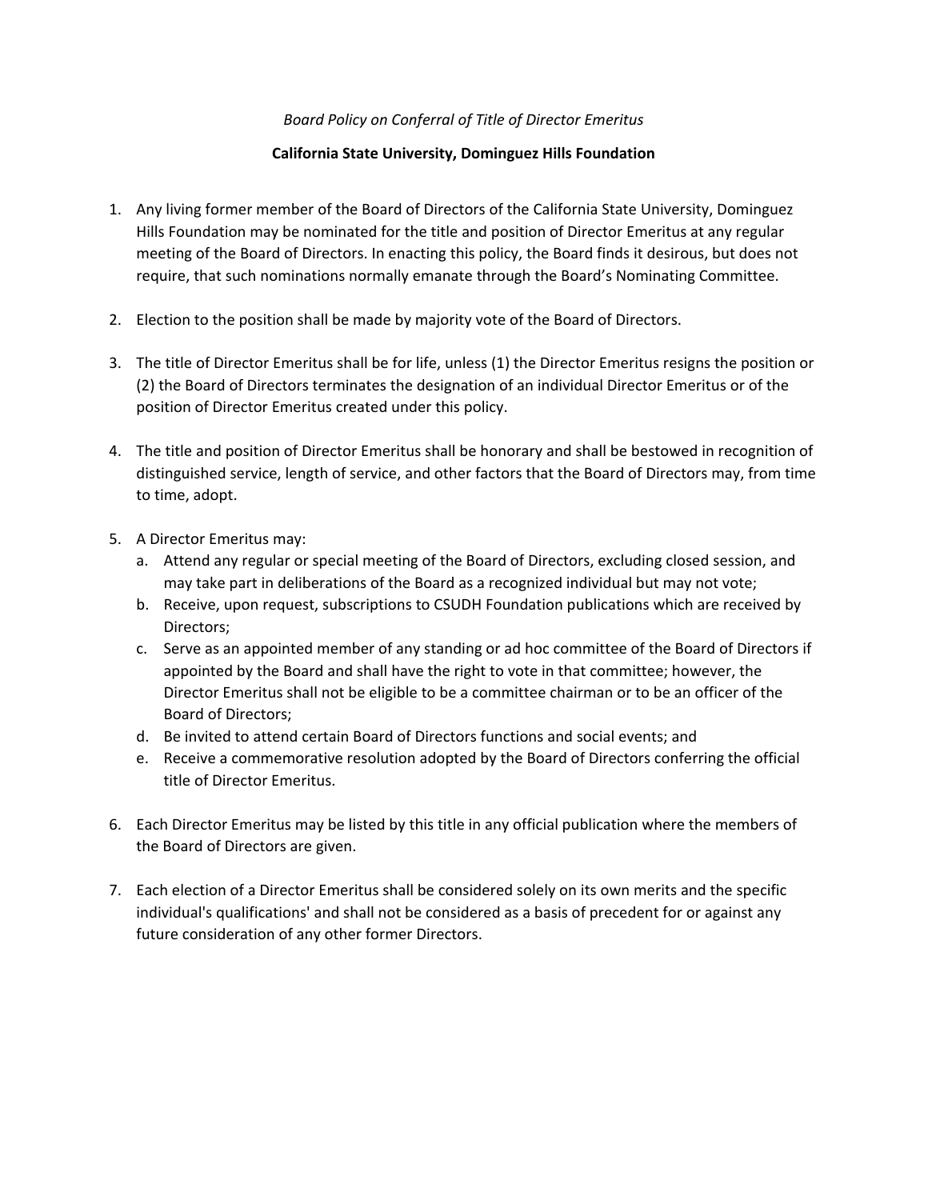*Board Policy on Conferral of Title of Director Emeritus*

**California State University, Dominguez Hills Foundation**

1. Any living former member of the Board of Directors of the California State University, Dominguez Hills Foundation may be nominated for the title and position of Director Emeritus at any regular meeting of the Board of Directors. In enacting this policy, the Board finds it desirous, but does not require, that such nominations normally emanate through the Board's Nominating Committee.

2. Election to the position shall be made by majority vote of the Board of Directors.

3. The title of Director Emeritus shall be for life, unless (1) the Director Emeritus resigns the position or (2) the Board of Directors terminates the designation of an individual Director Emeritus or of the position of Director Emeritus created under this policy.

4. The title and position of Director Emeritus shall be honorary and shall be bestowed in recognition of distinguished service, length of service, and other factors that the Board of Directors may, from time to time, adopt.

5. A Director Emeritus may:
   a. Attend any regular or special meeting of the Board of Directors, excluding closed session, and may take part in deliberations of the Board as a recognized individual but may not vote;
   b. Receive, upon request, subscriptions to CSUDH Foundation publications which are received by Directors;
   c. Serve as an appointed member of any standing or ad hoc committee of the Board of Directors if appointed by the Board and shall have the right to vote in that committee; however, the Director Emeritus shall not be eligible to be a committee chairman or to be an officer of the Board of Directors;
   d. Be invited to attend certain Board of Directors functions and social events; and
   e. Receive a commemorative resolution adopted by the Board of Directors conferring the official title of Director Emeritus.

6. Each Director Emeritus may be listed by this title in any official publication where the members of the Board of Directors are given.

7. Each election of a Director Emeritus shall be considered solely on its own merits and the specific individual's qualifications' and shall not be considered as a basis of precedent for or against any future consideration of any other former Directors.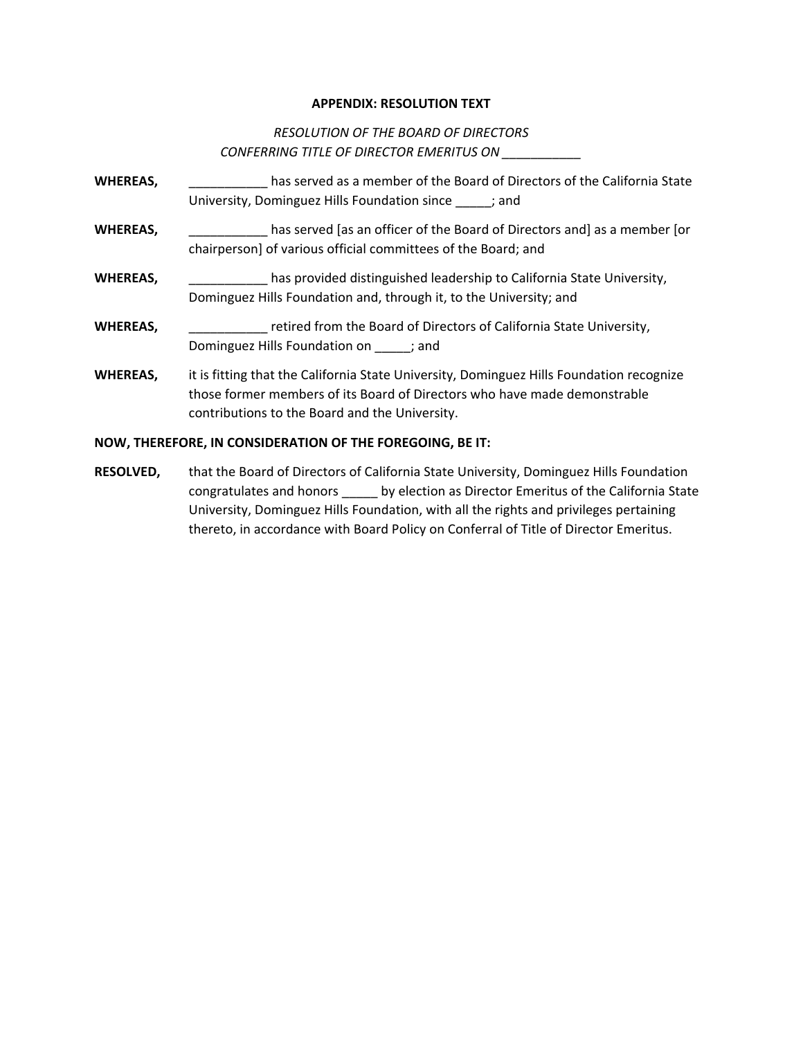**APPENDIX: RESOLUTION TEXT**

*RESOLUTION OF THE BOARD OF DIRECTORS*
*CONFERRING TITLE OF DIRECTOR EMERITUS ON ___________*

**WHEREAS,** ___________ has served as a member of the Board of Directors of the California State University, Dominguez Hills Foundation since _____; and

**WHEREAS,** ___________ has served [as an officer of the Board of Directors and] as a member [or chairperson] of various official committees of the Board; and

**WHEREAS,** ___________ has provided distinguished leadership to California State University, Dominguez Hills Foundation and, through it, to the University; and

**WHEREAS,** ___________ retired from the Board of Directors of California State University, Dominguez Hills Foundation on _____; and

**WHEREAS,** it is fitting that the California State University, Dominguez Hills Foundation recognize those former members of its Board of Directors who have made demonstrable contributions to the Board and the University.

**NOW, THEREFORE, IN CONSIDERATION OF THE FOREGOING, BE IT:**

**RESOLVED,** that the Board of Directors of California State University, Dominguez Hills Foundation congratulates and honors _____ by election as Director Emeritus of the California State University, Dominguez Hills Foundation, with all the rights and privileges pertaining thereto, in accordance with Board Policy on Conferral of Title of Director Emeritus.